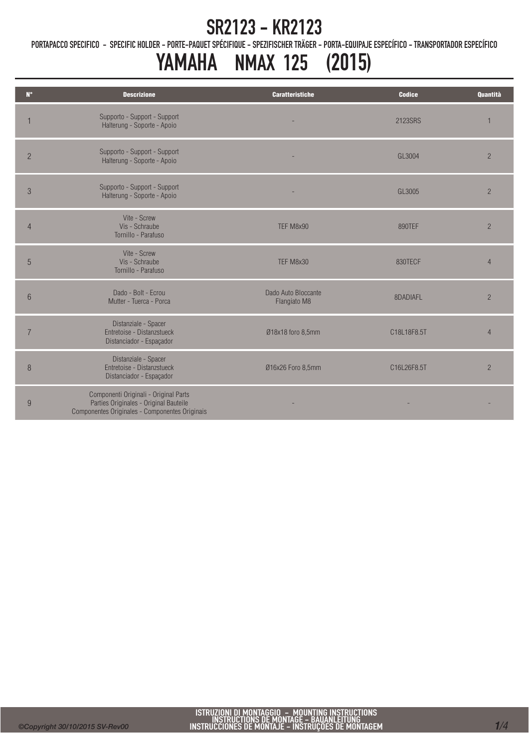# SR2123 - KR2123

PORTAPACCO SPECIFICO - SPECIFIC HOLDER - PORTE-PAQUET SPÉCIFIQUE - SPEZIFISCHER TRÄGER - PORTA-EQUIPAJE ESPECÍFICO - TRANSPORTADOR ESPECÍFICO

# YAMAHA NMAX 125 (2015)

| N° | Descrizione | Caratteristiche | Codice | Quantità |
|---|---|---|---|---|
| 1 | Supporto - Support - Support<br>Halterung - Soporte - Apoio | - | 2123SRS | 1 |
| 2 | Supporto - Support - Support<br>Halterung - Soporte - Apoio | - | GL3004 | 2 |
| 3 | Supporto - Support - Support<br>Halterung - Soporte - Apoio | - | GL3005 | 2 |
| 4 | Vite - Screw<br>Vis - Schraube<br>Tornillo - Parafuso | TEF M8x90 | 890TEF | 2 |
| 5 | Vite - Screw<br>Vis - Schraube<br>Tornillo - Parafuso | TEF M8x30 | 830TECF | 4 |
| 6 | Dado - Bolt - Ecrou<br>Mutter - Tuerca - Porca | Dado Auto Bloccante<br>Flangiato M8 | 8DADIAFL | 2 |
| 7 | Distanziale - Spacer<br>Entretoise - Distanzstueck<br>Distanciador - Espaçador | Ø18x18 foro 8,5mm | C18L18F8.5T | 4 |
| 8 | Distanziale - Spacer<br>Entretoise - Distanzstueck<br>Distanciador - Espaçador | Ø16x26 Foro 8,5mm | C16L26F8.5T | 2 |
| 9 | Componenti Originali - Original Parts<br>Parties Originales - Original Bauteile<br>Componentes Originales - Componentes Originais | - | - | - |

©Copyright 30/10/2015 SV-Rev00

ISTRUZIONI DI MONTAGGIO - MOUNTING INSTRUCTIONS
INSTRUCTIONS DE MONTAGE - BAUANLEITUNG
INSTRUCCIONES DE MONTAJE - INSTRUÇÕES DE MONTAGEM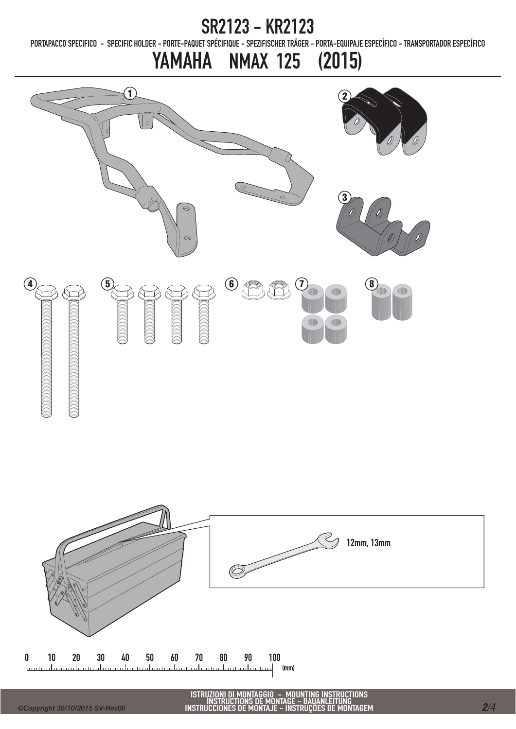# SR2123 - KR2123

PORTAPACCO SPECIFICO - SPECIFIC HOLDER - PORTE-PAQUET SPÉCIFIQUE - SPEZIFISCHER TRÄGER - PORTA-EQUIPAJE ESPECÍFICO - TRANSPORTADOR ESPECÍFICO

## YAMAHA NMAX 125 (2015)

1

2

3

4

5

6

7

8

12mm, 13mm

0 10 20 30 40 50 60 70 80 90 100 (mm)

ISTRUZIONI DI MONTAGGIO - MOUNTING INSTRUCTIONS
INSTRUCTIONS DE MONTAGE - BAUANLEITUNG
INSTRUCCIONES DE MONTAJE - INSTRUÇOES DE MONTAGEM

*©Copyright 30/10/2015 SV-Rev00*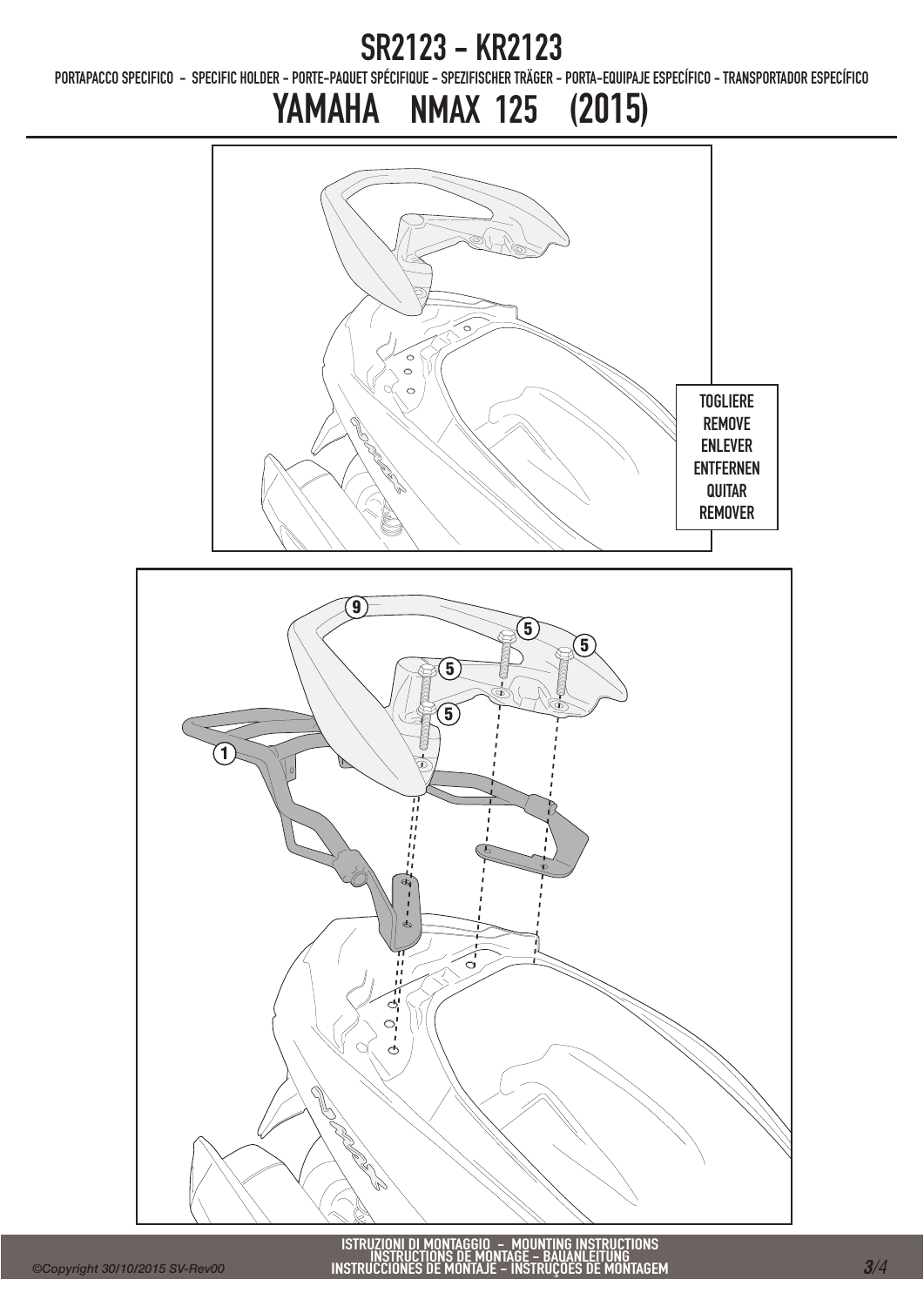# SR2123 - KR2123

PORTAPACCO SPECIFICO - SPECIFIC HOLDER - PORTE-PAQUET SPÉCIFIQUE - SPEZIFISCHER TRÄGER - PORTA-EQUIPAJE ESPECÍFICO - TRANSPORTADOR ESPECÍFICO

## YAMAHA NMAX 125 (2015)

TOGLIERE
REMOVE
ENLEVER
ENTFERNEN
QUITAR
REMOVER

9
5
5
5
5
1

ISTRUZIONI DI MONTAGGIO - MOUNTING INSTRUCTIONS
INSTRUCTIONS DE MONTAGE - BAUANLEITUNG
INSTRUCCIONES DE MONTAJE - INSTRUÇÕES DE MONTAGEM

*©Copyright 30/10/2015 SV-Rev00*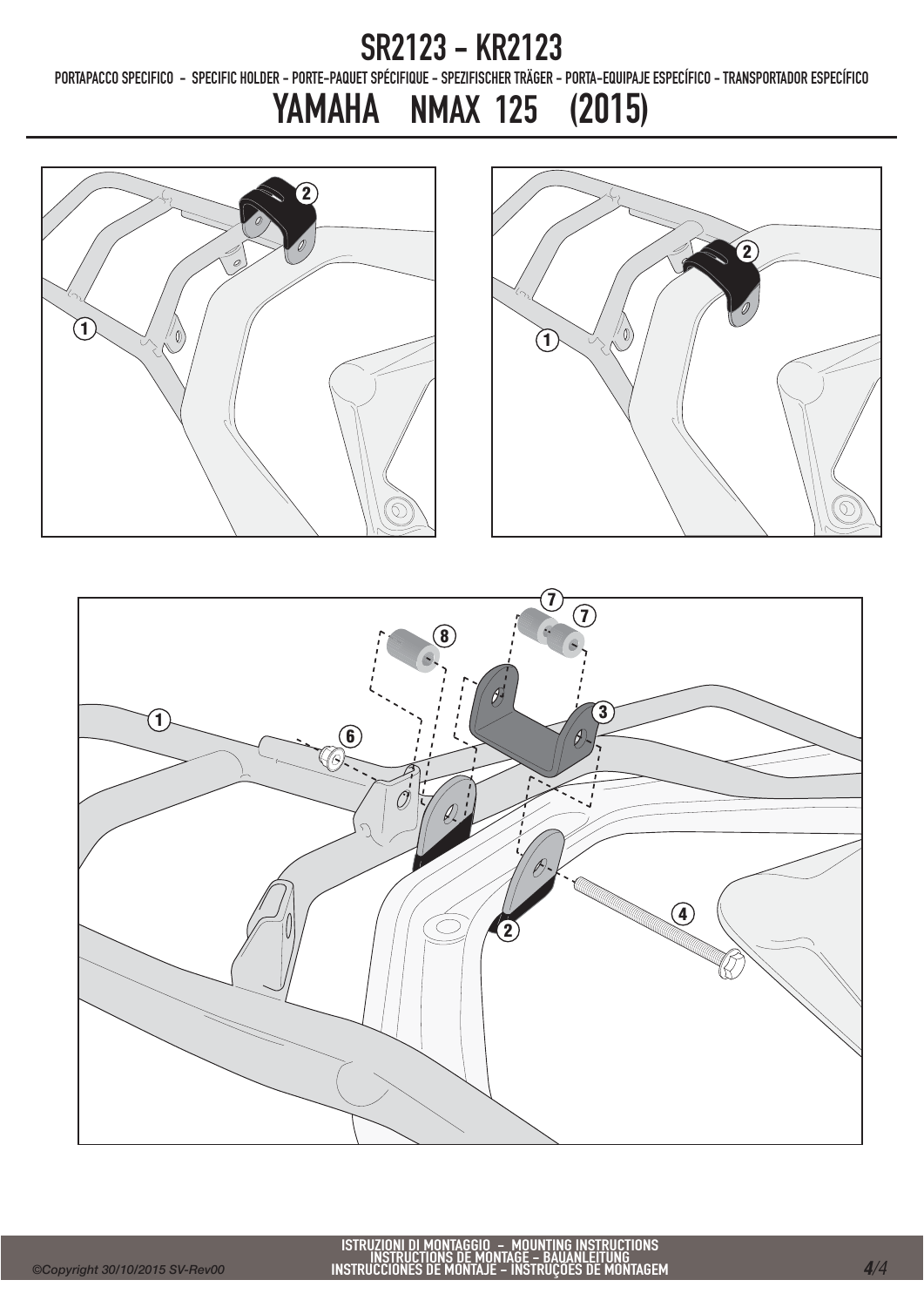# SR2123 - KR2123

PORTAPACCO SPECIFICO - SPECIFIC HOLDER - PORTE-PAQUET SPÉCIFIQUE - SPEZIFISCHER TRÄGER - PORTA-EQUIPAJE ESPECÍFICO - TRANSPORTADOR ESPECÍFICO

# YAMAHA NMAX 125 (2015)

1
2

1
2

7
7
8
1
6
3
4
2

ISTRUZIONI DI MONTAGGIO - MOUNTING INSTRUCTIONS
INSTRUCTIONS DE MONTAGE - BAUANLEITUNG
INSTRUCCIONES DE MONTAJE - INSTRUÇÕES DE MONTAGEM

©Copyright 30/10/2015 SV-Rev00